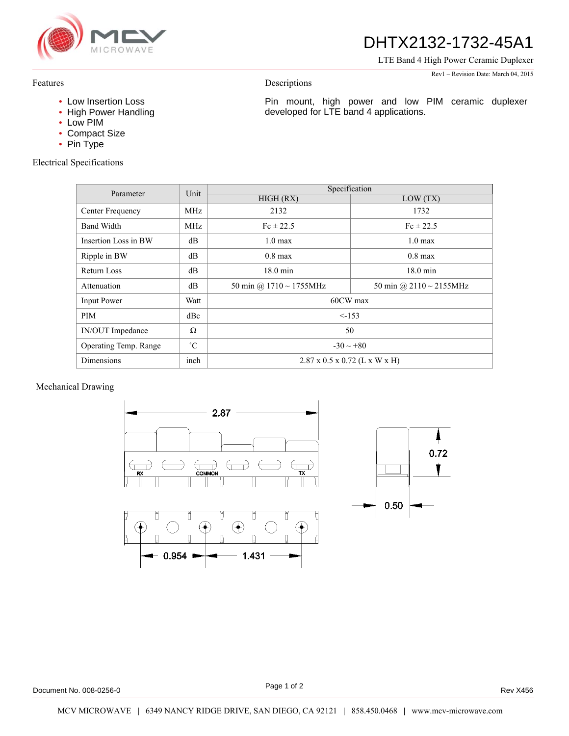# DHTX2132-1732-45A1

LTE Band 4 High Power Ceramic Duplexer

Rev1 – Revision Date: March 04, 2015

## Features

- Low Insertion Loss
- High Power Handling
- Low PIM
- Compact Size
- Pin Type

## Descriptions

Pin mount, high power and low PIM ceramic duplexer developed for LTE band 4 applications.

## Electrical Specifications

| Parameter | Unit | Specification | |
|---|---|---|---|
| | | HIGH (RX) | LOW (TX) |
| Center Frequency | MHz | 2132 | 1732 |
| Band Width | MHz | Fc ± 22.5 | Fc ± 22.5 |
| Insertion Loss in BW | dB | 1.0 max | 1.0 max |
| Ripple in BW | dB | 0.8 max | 0.8 max |
| Return Loss | dB | 18.0 min | 18.0 min |
| Attenuation | dB | 50 min @ 1710 ~ 1755MHz | 50 min @ 2110 ~ 2155MHz |
| Input Power | Watt | 60CW max | |
| PIM | dBc | <-153 | |
| IN/OUT Impedance | Ω | 50 | |
| Operating Temp. Range | ˚C | -30 ~ +80 | |
| Dimensions | inch | 2.87 x 0.5 x 0.72 (L x W x H) | |

## Mechanical Drawing

2.87

RX COMMON TX

0.954 1.431

0.72

0.50

Document No. 008-0256-0

Rev X456

MCV MICROWAVE | 6349 NANCY RIDGE DRIVE, SAN DIEGO, CA 92121 | 858.450.0468 | www.mcv-microwave.com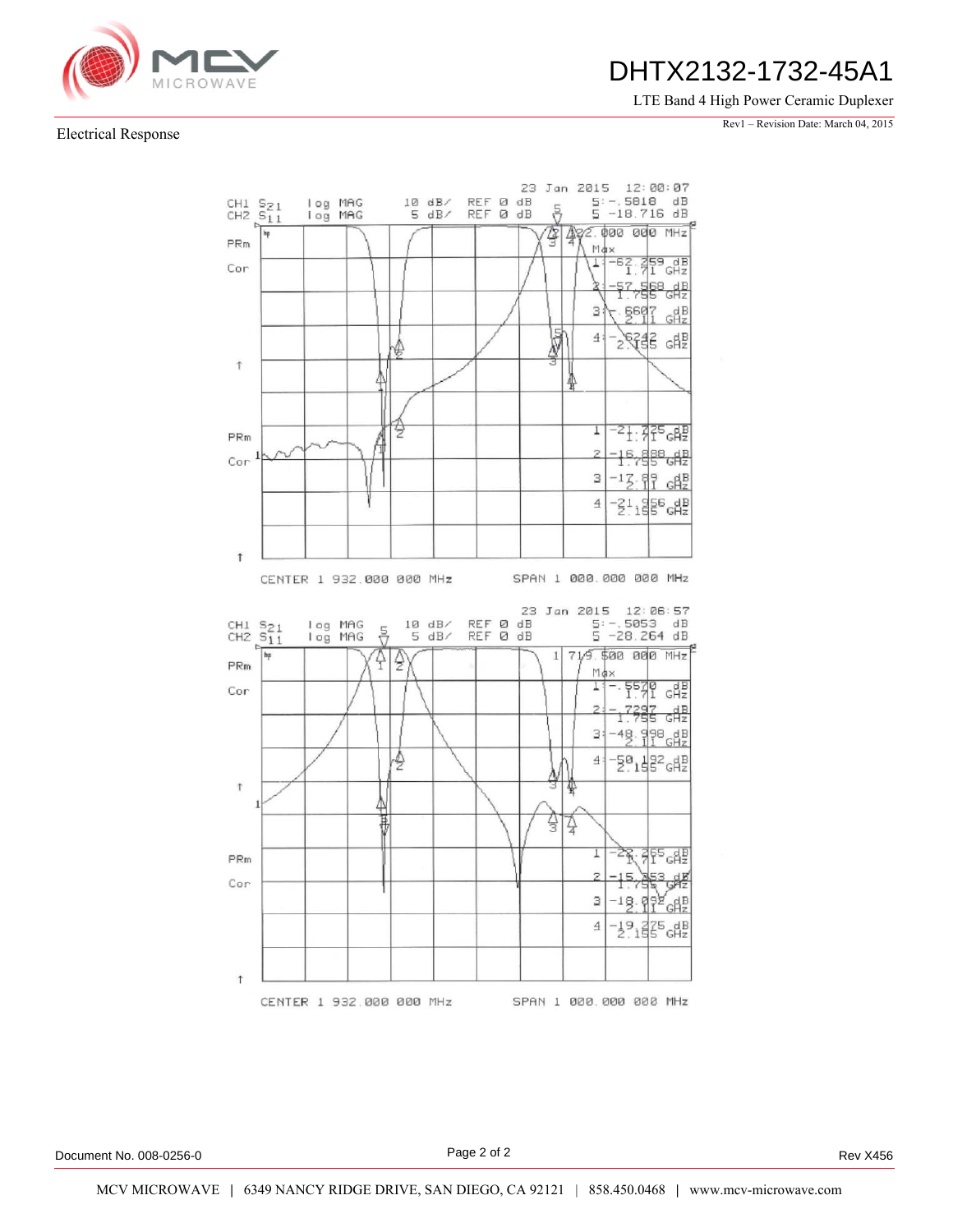# DHTX2132-1732-45A1

LTE Band 4 High Power Ceramic Duplexer

Rev1 – Revision Date: March 04, 2015

Electrical Response

23 Jan 2015 12:00:07
CH1 $S_{21}$ log MAG 10 dB/ REF 0 dB 5: -.5818 dB
CH2 $S_{11}$ log MAG 5 dB/ REF 0 dB 5 -18.716 dB
2 122.000 000 MHz
Max
1: -62.259 dB 1.71 GHz
2: -57.568 dB 1.755 GHz
3: -.6607 dB 2.11 GHz
4: -.6242 dB 2.155 GHz
1 -21.725 dB 1.71 GHz
2 -16.888 dB 1.755 GHz
3 -17.89 dB 2.11 GHz
4 -21.956 dB 2.155 GHz
CENTER 1 932.000 000 MHz SPAN 1 000.000 000 MHz

23 Jan 2015 12:06:57
CH1 $S_{21}$ log MAG 10 dB/ REF 0 dB 5: -.5053 dB
CH2 $S_{11}$ log MAG 5 dB/ REF 0 dB 5 -28.264 dB
1 719.500 000 MHz
Max
1: -.5570 dB 1.71 GHz
2: -.7297 dB 1.755 GHz
3: -48.998 dB 2.11 GHz
4: -50.192 dB 2.155 GHz
1 -22.265 dB 1.71 GHz
2 -15.353 dB 1.755 GHz
3 -18.098 dB 2.11 GHz
4 -19.275 dB 2.155 GHz
CENTER 1 932.000 000 MHz SPAN 1 000.000 000 MHz

Document No. 008-0256-0 Rev X456

MCV MICROWAVE | 6349 NANCY RIDGE DRIVE, SAN DIEGO, CA 92121 | 858.450.0468 | www.mcv-microwave.com